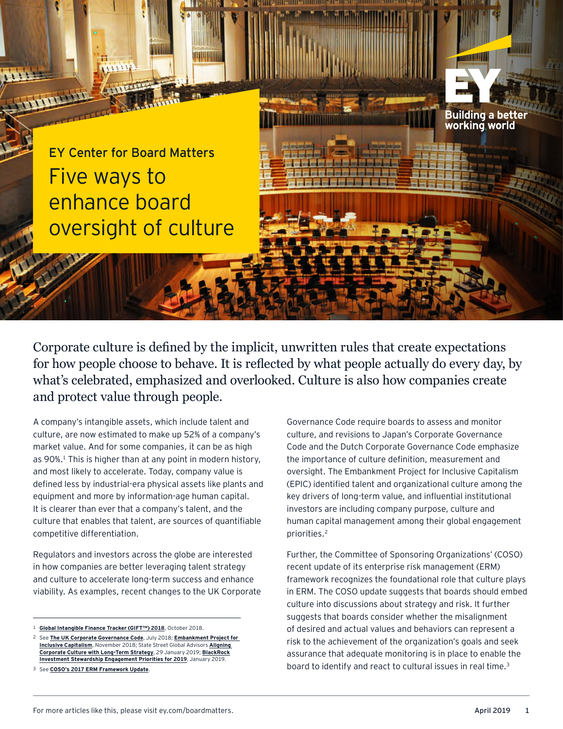EY Center for Board Matters

# Five ways to enhance board oversight of culture

Corporate culture is defined by the implicit, unwritten rules that create expectations for how people choose to behave. It is reflected by what people actually do every day, by what's celebrated, emphasized and overlooked. Culture is also how companies create and protect value through people.

A company's intangible assets, which include talent and culture, are now estimated to make up 52% of a company's market value. And for some companies, it can be as high as 90%.[1] This is higher than at any point in modern history, and most likely to accelerate. Today, company value is defined less by industrial-era physical assets like plants and equipment and more by information-age human capital. It is clearer than ever that a company's talent, and the culture that enables that talent, are sources of quantifiable competitive differentiation.

Regulators and investors across the globe are interested in how companies are better leveraging talent strategy and culture to accelerate long-term success and enhance viability. As examples, recent changes to the UK Corporate Governance Code require boards to assess and monitor culture, and revisions to Japan's Corporate Governance Code and the Dutch Corporate Governance Code emphasize the importance of culture definition, measurement and oversight. The Embankment Project for Inclusive Capitalism (EPIC) identified talent and organizational culture among the key drivers of long-term value, and influential institutional investors are including company purpose, culture and human capital management among their global engagement priorities.[2]

Further, the Committee of Sponsoring Organizations' (COSO) recent update of its enterprise risk management (ERM) framework recognizes the foundational role that culture plays in ERM. The COSO update suggests that boards should embed culture into discussions about strategy and risk. It further suggests that boards consider whether the misalignment of desired and actual values and behaviors can represent a risk to the achievement of the organization's goals and seek assurance that adequate monitoring is in place to enable the board to identify and react to cultural issues in real time.[3]

---

1 **Global Intangible Finance Tracker (GIFT™) 2018**, October 2018.

2 See **The UK Corporate Governance Code**, July 2018; **Embankment Project for Inclusive Capitalism**, November 2018; State Street Global Advisors **Aligning Corporate Culture with Long-Term Strategy**, 29 January 2019; **BlackRock Investment Stewardship Engagement Priorities for 2019**, January 2019.

3 See **COSO's 2017 ERM Framework Update**.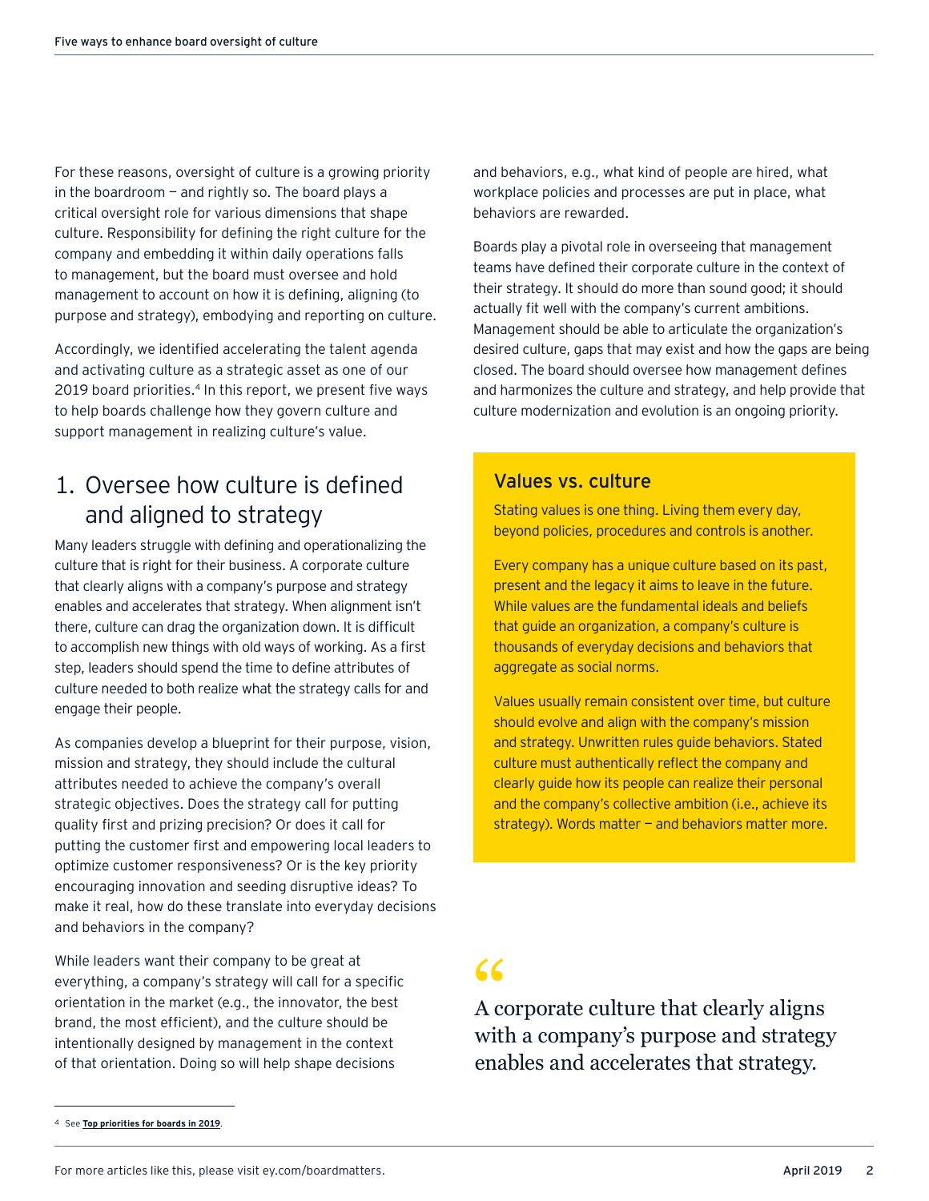For these reasons, oversight of culture is a growing priority in the boardroom — and rightly so. The board plays a critical oversight role for various dimensions that shape culture. Responsibility for defining the right culture for the company and embedding it within daily operations falls to management, but the board must oversee and hold management to account on how it is defining, aligning (to purpose and strategy), embodying and reporting on culture.

Accordingly, we identified accelerating the talent agenda and activating culture as a strategic asset as one of our 2019 board priorities.[4] In this report, we present five ways to help boards challenge how they govern culture and support management in realizing culture's value.

## 1. Oversee how culture is defined and aligned to strategy

Many leaders struggle with defining and operationalizing the culture that is right for their business. A corporate culture that clearly aligns with a company's purpose and strategy enables and accelerates that strategy. When alignment isn't there, culture can drag the organization down. It is difficult to accomplish new things with old ways of working. As a first step, leaders should spend the time to define attributes of culture needed to both realize what the strategy calls for and engage their people.

As companies develop a blueprint for their purpose, vision, mission and strategy, they should include the cultural attributes needed to achieve the company's overall strategic objectives. Does the strategy call for putting quality first and prizing precision? Or does it call for putting the customer first and empowering local leaders to optimize customer responsiveness? Or is the key priority encouraging innovation and seeding disruptive ideas? To make it real, how do these translate into everyday decisions and behaviors in the company?

While leaders want their company to be great at everything, a company's strategy will call for a specific orientation in the market (e.g., the innovator, the best brand, the most efficient), and the culture should be intentionally designed by management in the context of that orientation. Doing so will help shape decisions and behaviors, e.g., what kind of people are hired, what workplace policies and processes are put in place, what behaviors are rewarded.

Boards play a pivotal role in overseeing that management teams have defined their corporate culture in the context of their strategy. It should do more than sound good; it should actually fit well with the company's current ambitions. Management should be able to articulate the organization's desired culture, gaps that may exist and how the gaps are being closed. The board should oversee how management defines and harmonizes the culture and strategy, and help provide that culture modernization and evolution is an ongoing priority.

### Values vs. culture

Stating values is one thing. Living them every day, beyond policies, procedures and controls is another.

Every company has a unique culture based on its past, present and the legacy it aims to leave in the future. While values are the fundamental ideals and beliefs that guide an organization, a company's culture is thousands of everyday decisions and behaviors that aggregate as social norms.

Values usually remain consistent over time, but culture should evolve and align with the company's mission and strategy. Unwritten rules guide behaviors. Stated culture must authentically reflect the company and clearly guide how its people can realize their personal and the company's collective ambition (i.e., achieve its strategy). Words matter — and behaviors matter more.

> "A corporate culture that clearly aligns with a company's purpose and strategy enables and accelerates that strategy.

[4] See **Top priorities for boards in 2019**.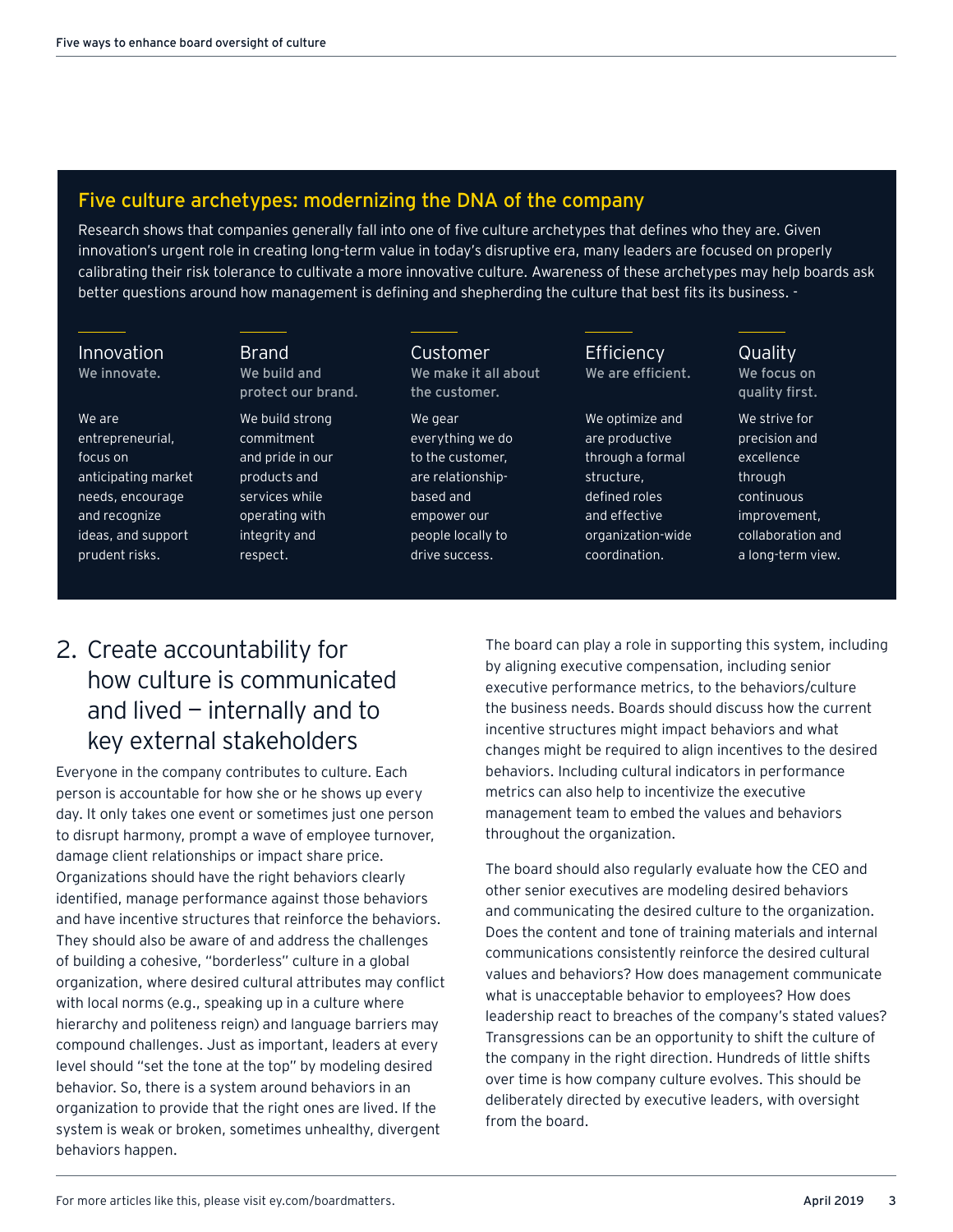## Five culture archetypes: modernizing the DNA of the company

Research shows that companies generally fall into one of five culture archetypes that defines who they are. Given innovation's urgent role in creating long-term value in today's disruptive era, many leaders are focused on properly calibrating their risk tolerance to cultivate a more innovative culture. Awareness of these archetypes may help boards ask better questions around how management is defining and shepherding the culture that best fits its business. -

### Innovation

**We innovate.**

We are entrepreneurial, focus on anticipating market needs, encourage and recognize ideas, and support prudent risks.

### Brand

**We build and protect our brand.**

We build strong commitment and pride in our products and services while operating with integrity and respect.

### Customer

**We make it all about the customer.**

We gear everything we do to the customer, are relationship-based and empower our people locally to drive success.

### Efficiency

**We are efficient.**

We optimize and are productive through a formal structure, defined roles and effective organization-wide coordination.

### Quality

**We focus on quality first.**

We strive for precision and excellence through continuous improvement, collaboration and a long-term view.

## 2. Create accountability for how culture is communicated and lived — internally and to key external stakeholders

Everyone in the company contributes to culture. Each person is accountable for how she or he shows up every day. It only takes one event or sometimes just one person to disrupt harmony, prompt a wave of employee turnover, damage client relationships or impact share price. Organizations should have the right behaviors clearly identified, manage performance against those behaviors and have incentive structures that reinforce the behaviors. They should also be aware of and address the challenges of building a cohesive, "borderless" culture in a global organization, where desired cultural attributes may conflict with local norms (e.g., speaking up in a culture where hierarchy and politeness reign) and language barriers may compound challenges. Just as important, leaders at every level should "set the tone at the top" by modeling desired behavior. So, there is a system around behaviors in an organization to provide that the right ones are lived. If the system is weak or broken, sometimes unhealthy, divergent behaviors happen.

The board can play a role in supporting this system, including by aligning executive compensation, including senior executive performance metrics, to the behaviors/culture the business needs. Boards should discuss how the current incentive structures might impact behaviors and what changes might be required to align incentives to the desired behaviors. Including cultural indicators in performance metrics can also help to incentivize the executive management team to embed the values and behaviors throughout the organization.

The board should also regularly evaluate how the CEO and other senior executives are modeling desired behaviors and communicating the desired culture to the organization. Does the content and tone of training materials and internal communications consistently reinforce the desired cultural values and behaviors? How does management communicate what is unacceptable behavior to employees? How does leadership react to breaches of the company's stated values? Transgressions can be an opportunity to shift the culture of the company in the right direction. Hundreds of little shifts over time is how company culture evolves. This should be deliberately directed by executive leaders, with oversight from the board.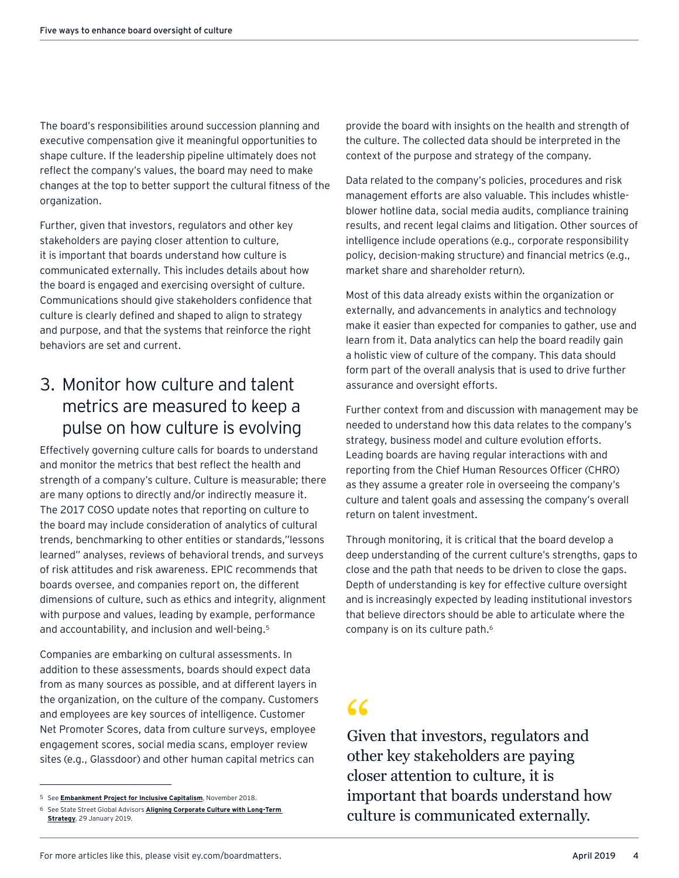The board's responsibilities around succession planning and executive compensation give it meaningful opportunities to shape culture. If the leadership pipeline ultimately does not reflect the company's values, the board may need to make changes at the top to better support the cultural fitness of the organization.

Further, given that investors, regulators and other key stakeholders are paying closer attention to culture, it is important that boards understand how culture is communicated externally. This includes details about how the board is engaged and exercising oversight of culture. Communications should give stakeholders confidence that culture is clearly defined and shaped to align to strategy and purpose, and that the systems that reinforce the right behaviors are set and current.

## 3. Monitor how culture and talent metrics are measured to keep a pulse on how culture is evolving

Effectively governing culture calls for boards to understand and monitor the metrics that best reflect the health and strength of a company's culture. Culture is measurable; there are many options to directly and/or indirectly measure it. The 2017 COSO update notes that reporting on culture to the board may include consideration of analytics of cultural trends, benchmarking to other entities or standards,"lessons learned" analyses, reviews of behavioral trends, and surveys of risk attitudes and risk awareness. EPIC recommends that boards oversee, and companies report on, the different dimensions of culture, such as ethics and integrity, alignment with purpose and values, leading by example, performance and accountability, and inclusion and well-being.[5]

Companies are embarking on cultural assessments. In addition to these assessments, boards should expect data from as many sources as possible, and at different layers in the organization, on the culture of the company. Customers and employees are key sources of intelligence. Customer Net Promoter Scores, data from culture surveys, employee engagement scores, social media scans, employer review sites (e.g., Glassdoor) and other human capital metrics can provide the board with insights on the health and strength of the culture. The collected data should be interpreted in the context of the purpose and strategy of the company.

Data related to the company's policies, procedures and risk management efforts are also valuable. This includes whistle-blower hotline data, social media audits, compliance training results, and recent legal claims and litigation. Other sources of intelligence include operations (e.g., corporate responsibility policy, decision-making structure) and financial metrics (e.g., market share and shareholder return).

Most of this data already exists within the organization or externally, and advancements in analytics and technology make it easier than expected for companies to gather, use and learn from it. Data analytics can help the board readily gain a holistic view of culture of the company. This data should form part of the overall analysis that is used to drive further assurance and oversight efforts.

Further context from and discussion with management may be needed to understand how this data relates to the company's strategy, business model and culture evolution efforts. Leading boards are having regular interactions with and reporting from the Chief Human Resources Officer (CHRO) as they assume a greater role in overseeing the company's culture and talent goals and assessing the company's overall return on talent investment.

Through monitoring, it is critical that the board develop a deep understanding of the current culture's strengths, gaps to close and the path that needs to be driven to close the gaps. Depth of understanding is key for effective culture oversight and is increasingly expected by leading institutional investors that believe directors should be able to articulate where the company is on its culture path.[6]

> Given that investors, regulators and other key stakeholders are paying closer attention to culture, it is important that boards understand how culture is communicated externally.

---

5 See **Embankment Project for Inclusive Capitalism**, November 2018.

6 See State Street Global Advisors **Aligning Corporate Culture with Long-Term Strategy**, 29 January 2019.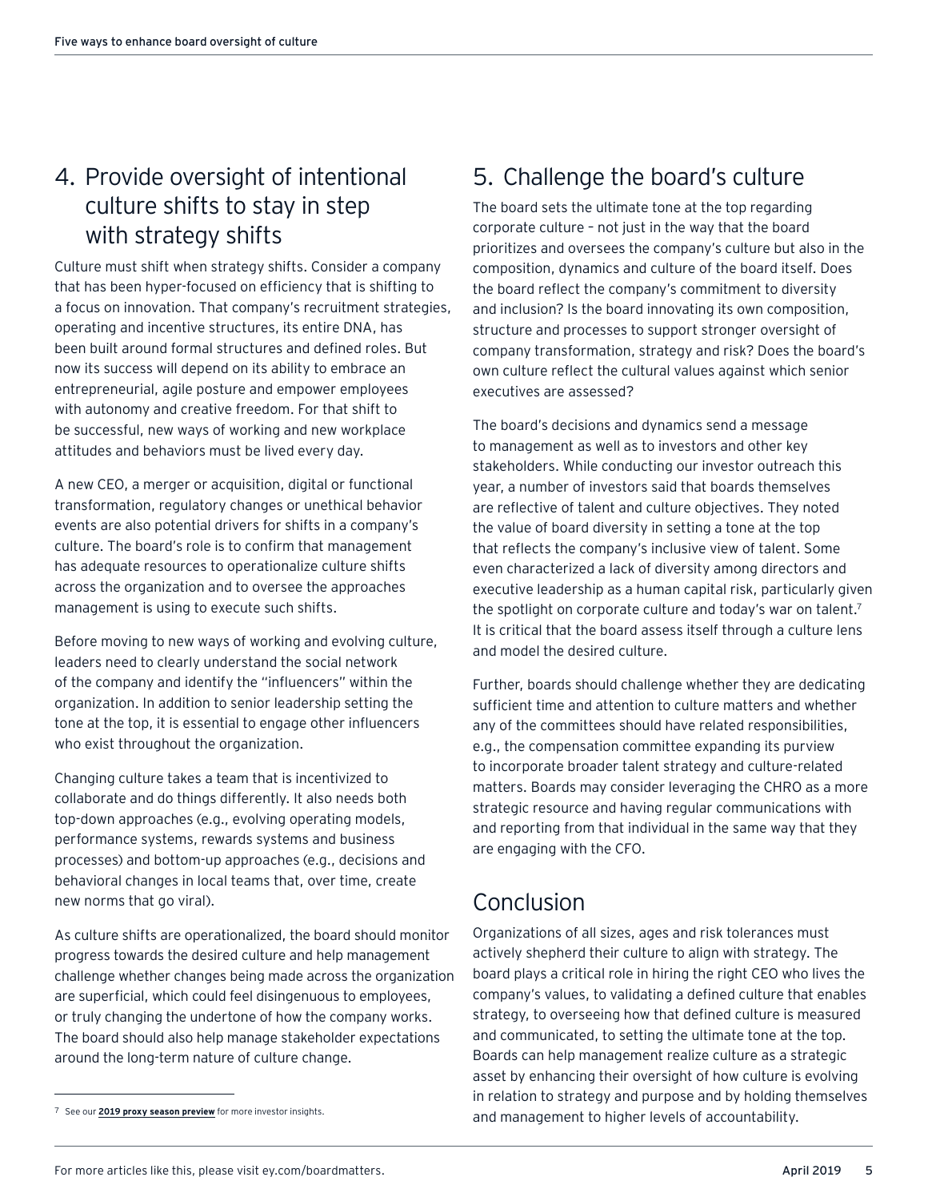## 4. Provide oversight of intentional culture shifts to stay in step with strategy shifts

Culture must shift when strategy shifts. Consider a company that has been hyper-focused on efficiency that is shifting to a focus on innovation. That company's recruitment strategies, operating and incentive structures, its entire DNA, has been built around formal structures and defined roles. But now its success will depend on its ability to embrace an entrepreneurial, agile posture and empower employees with autonomy and creative freedom. For that shift to be successful, new ways of working and new workplace attitudes and behaviors must be lived every day.

A new CEO, a merger or acquisition, digital or functional transformation, regulatory changes or unethical behavior events are also potential drivers for shifts in a company's culture. The board's role is to confirm that management has adequate resources to operationalize culture shifts across the organization and to oversee the approaches management is using to execute such shifts.

Before moving to new ways of working and evolving culture, leaders need to clearly understand the social network of the company and identify the "influencers" within the organization. In addition to senior leadership setting the tone at the top, it is essential to engage other influencers who exist throughout the organization.

Changing culture takes a team that is incentivized to collaborate and do things differently. It also needs both top-down approaches (e.g., evolving operating models, performance systems, rewards systems and business processes) and bottom-up approaches (e.g., decisions and behavioral changes in local teams that, over time, create new norms that go viral).

As culture shifts are operationalized, the board should monitor progress towards the desired culture and help management challenge whether changes being made across the organization are superficial, which could feel disingenuous to employees, or truly changing the undertone of how the company works. The board should also help manage stakeholder expectations around the long-term nature of culture change.

## 5. Challenge the board's culture

The board sets the ultimate tone at the top regarding corporate culture – not just in the way that the board prioritizes and oversees the company's culture but also in the composition, dynamics and culture of the board itself. Does the board reflect the company's commitment to diversity and inclusion? Is the board innovating its own composition, structure and processes to support stronger oversight of company transformation, strategy and risk? Does the board's own culture reflect the cultural values against which senior executives are assessed?

The board's decisions and dynamics send a message to management as well as to investors and other key stakeholders. While conducting our investor outreach this year, a number of investors said that boards themselves are reflective of talent and culture objectives. They noted the value of board diversity in setting a tone at the top that reflects the company's inclusive view of talent. Some even characterized a lack of diversity among directors and executive leadership as a human capital risk, particularly given the spotlight on corporate culture and today's war on talent.[7] It is critical that the board assess itself through a culture lens and model the desired culture.

Further, boards should challenge whether they are dedicating sufficient time and attention to culture matters and whether any of the committees should have related responsibilities, e.g., the compensation committee expanding its purview to incorporate broader talent strategy and culture-related matters. Boards may consider leveraging the CHRO as a more strategic resource and having regular communications with and reporting from that individual in the same way that they are engaging with the CFO.

## Conclusion

Organizations of all sizes, ages and risk tolerances must actively shepherd their culture to align with strategy. The board plays a critical role in hiring the right CEO who lives the company's values, to validating a defined culture that enables strategy, to overseeing how that defined culture is measured and communicated, to setting the ultimate tone at the top. Boards can help management realize culture as a strategic asset by enhancing their oversight of how culture is evolving in relation to strategy and purpose and by holding themselves and management to higher levels of accountability.

---

[7] See our **2019 proxy season preview** for more investor insights.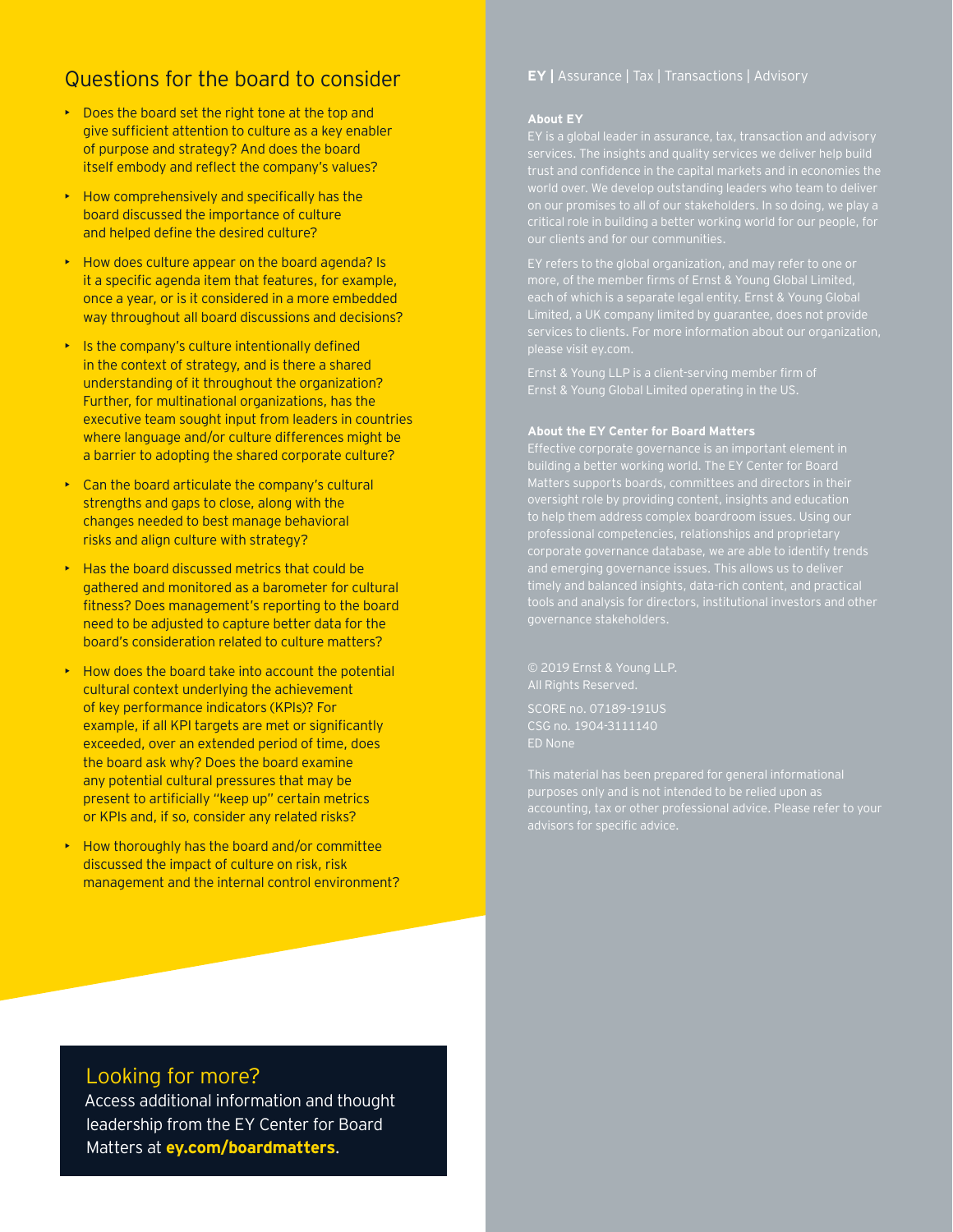## Questions for the board to consider

- Does the board set the right tone at the top and give sufficient attention to culture as a key enabler of purpose and strategy? And does the board itself embody and reflect the company's values?
- How comprehensively and specifically has the board discussed the importance of culture and helped define the desired culture?
- How does culture appear on the board agenda? Is it a specific agenda item that features, for example, once a year, or is it considered in a more embedded way throughout all board discussions and decisions?
- Is the company's culture intentionally defined in the context of strategy, and is there a shared understanding of it throughout the organization? Further, for multinational organizations, has the executive team sought input from leaders in countries where language and/or culture differences might be a barrier to adopting the shared corporate culture?
- Can the board articulate the company's cultural strengths and gaps to close, along with the changes needed to best manage behavioral risks and align culture with strategy?
- Has the board discussed metrics that could be gathered and monitored as a barometer for cultural fitness? Does management's reporting to the board need to be adjusted to capture better data for the board's consideration related to culture matters?
- How does the board take into account the potential cultural context underlying the achievement of key performance indicators (KPIs)? For example, if all KPI targets are met or significantly exceeded, over an extended period of time, does the board ask why? Does the board examine any potential cultural pressures that may be present to artificially "keep up" certain metrics or KPIs and, if so, consider any related risks?
- How thoroughly has the board and/or committee discussed the impact of culture on risk, risk management and the internal control environment?

## Looking for more?

Access additional information and thought leadership from the EY Center for Board Matters at **ey.com/boardmatters**.

**EY |** Assurance | Tax | Transactions | Advisory

**About EY**

EY is a global leader in assurance, tax, transaction and advisory services. The insights and quality services we deliver help build trust and confidence in the capital markets and in economies the world over. We develop outstanding leaders who team to deliver on our promises to all of our stakeholders. In so doing, we play a critical role in building a better working world for our people, for our clients and for our communities.

EY refers to the global organization, and may refer to one or more, of the member firms of Ernst & Young Global Limited, each of which is a separate legal entity. Ernst & Young Global Limited, a UK company limited by guarantee, does not provide services to clients. For more information about our organization, please visit ey.com.

Ernst & Young LLP is a client-serving member firm of Ernst & Young Global Limited operating in the US.

**About the EY Center for Board Matters**

Effective corporate governance is an important element in building a better working world. The EY Center for Board Matters supports boards, committees and directors in their oversight role by providing content, insights and education to help them address complex boardroom issues. Using our professional competencies, relationships and proprietary corporate governance database, we are able to identify trends and emerging governance issues. This allows us to deliver timely and balanced insights, data-rich content, and practical tools and analysis for directors, institutional investors and other governance stakeholders.

© 2019 Ernst & Young LLP.
All Rights Reserved.

SCORE no. 07189-191US
CSG no. 1904-3111140
ED None

This material has been prepared for general informational purposes only and is not intended to be relied upon as accounting, tax or other professional advice. Please refer to your advisors for specific advice.